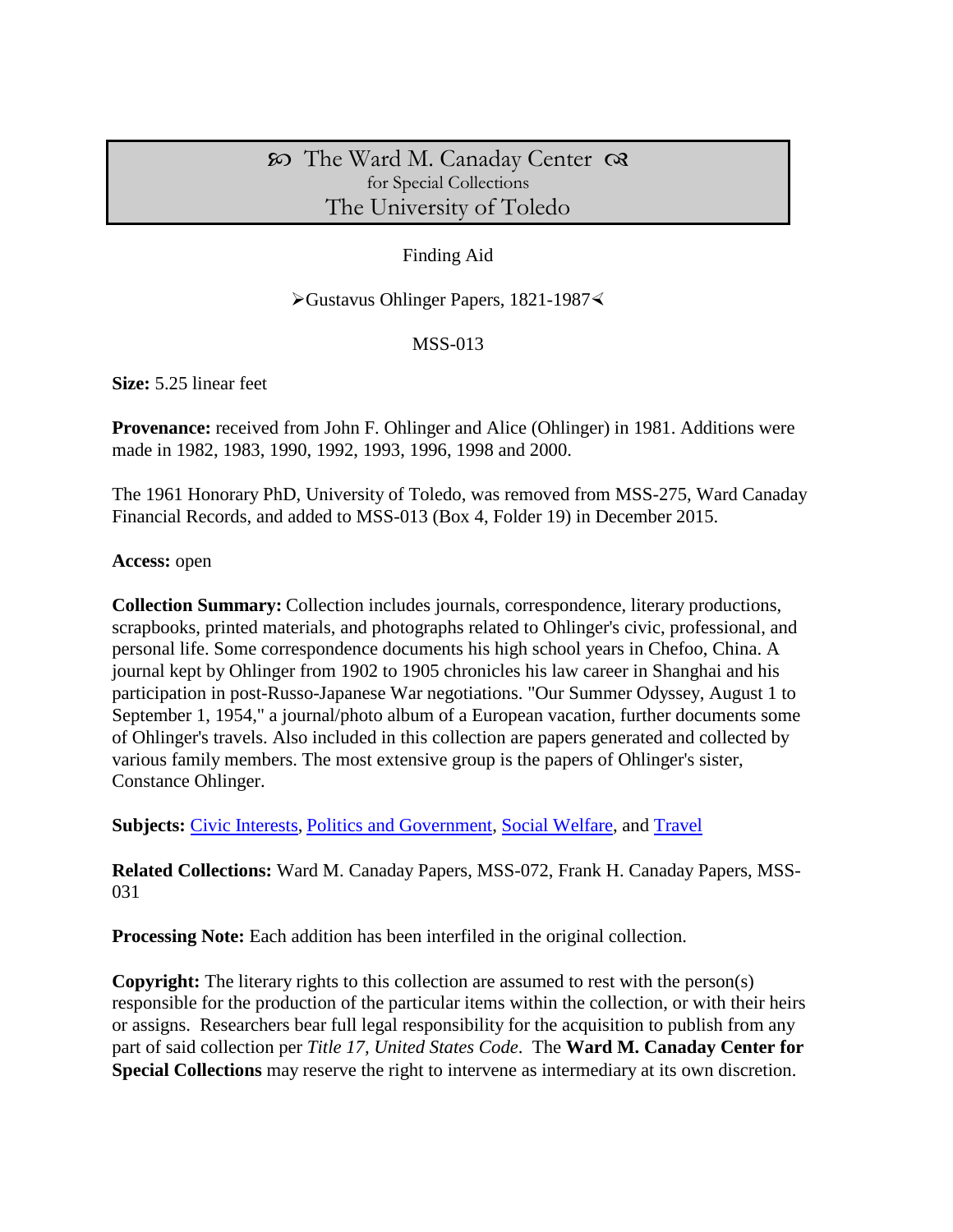# ꟿ The Ward M. Canaday Center ꟿ
for Special Collections
The University of Toledo

Finding Aid

➢Gustavus Ohlinger Papers, 1821-1987⋖

MSS-013

**Size:** 5.25 linear feet

**Provenance:** received from John F. Ohlinger and Alice (Ohlinger) in 1981. Additions were made in 1982, 1983, 1990, 1992, 1993, 1996, 1998 and 2000.

The 1961 Honorary PhD, University of Toledo, was removed from MSS-275, Ward Canaday Financial Records, and added to MSS-013 (Box 4, Folder 19) in December 2015.

**Access:** open

**Collection Summary:** Collection includes journals, correspondence, literary productions, scrapbooks, printed materials, and photographs related to Ohlinger's civic, professional, and personal life. Some correspondence documents his high school years in Chefoo, China. A journal kept by Ohlinger from 1902 to 1905 chronicles his law career in Shanghai and his participation in post-Russo-Japanese War negotiations. "Our Summer Odyssey, August 1 to September 1, 1954," a journal/photo album of a European vacation, further documents some of Ohlinger's travels. Also included in this collection are papers generated and collected by various family members. The most extensive group is the papers of Ohlinger's sister, Constance Ohlinger.

**Subjects:** Civic Interests, Politics and Government, Social Welfare, and Travel

**Related Collections:** Ward M. Canaday Papers, MSS-072, Frank H. Canaday Papers, MSS-031

**Processing Note:** Each addition has been interfiled in the original collection.

**Copyright:** The literary rights to this collection are assumed to rest with the person(s) responsible for the production of the particular items within the collection, or with their heirs or assigns. Researchers bear full legal responsibility for the acquisition to publish from any part of said collection per *Title 17, United States Code*. The **Ward M. Canaday Center for Special Collections** may reserve the right to intervene as intermediary at its own discretion.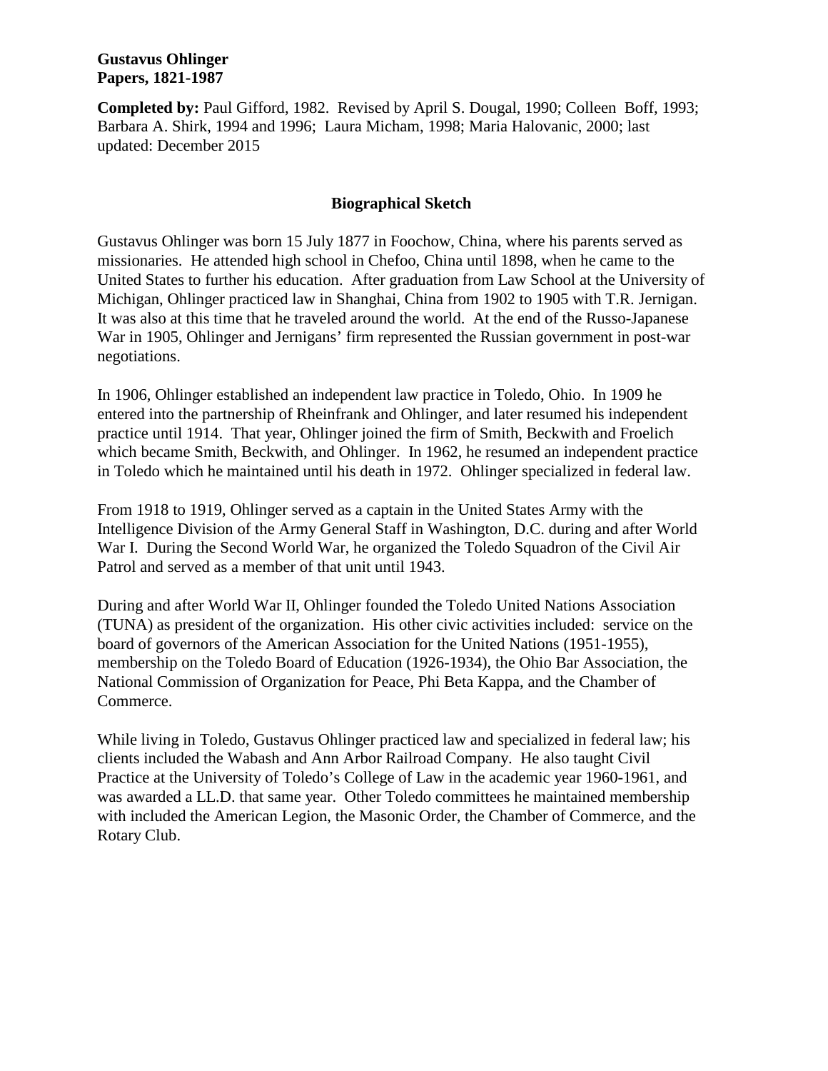**Gustavus Ohlinger**
**Papers, 1821-1987**

**Completed by:** Paul Gifford, 1982. Revised by April S. Dougal, 1990; Colleen Boff, 1993; Barbara A. Shirk, 1994 and 1996; Laura Micham, 1998; Maria Halovanic, 2000; last updated: December 2015

## Biographical Sketch

Gustavus Ohlinger was born 15 July 1877 in Foochow, China, where his parents served as missionaries. He attended high school in Chefoo, China until 1898, when he came to the United States to further his education. After graduation from Law School at the University of Michigan, Ohlinger practiced law in Shanghai, China from 1902 to 1905 with T.R. Jernigan. It was also at this time that he traveled around the world. At the end of the Russo-Japanese War in 1905, Ohlinger and Jernigans' firm represented the Russian government in post-war negotiations.

In 1906, Ohlinger established an independent law practice in Toledo, Ohio. In 1909 he entered into the partnership of Rheinfrank and Ohlinger, and later resumed his independent practice until 1914. That year, Ohlinger joined the firm of Smith, Beckwith and Froelich which became Smith, Beckwith, and Ohlinger. In 1962, he resumed an independent practice in Toledo which he maintained until his death in 1972. Ohlinger specialized in federal law.

From 1918 to 1919, Ohlinger served as a captain in the United States Army with the Intelligence Division of the Army General Staff in Washington, D.C. during and after World War I. During the Second World War, he organized the Toledo Squadron of the Civil Air Patrol and served as a member of that unit until 1943.

During and after World War II, Ohlinger founded the Toledo United Nations Association (TUNA) as president of the organization. His other civic activities included: service on the board of governors of the American Association for the United Nations (1951-1955), membership on the Toledo Board of Education (1926-1934), the Ohio Bar Association, the National Commission of Organization for Peace, Phi Beta Kappa, and the Chamber of Commerce.

While living in Toledo, Gustavus Ohlinger practiced law and specialized in federal law; his clients included the Wabash and Ann Arbor Railroad Company. He also taught Civil Practice at the University of Toledo's College of Law in the academic year 1960-1961, and was awarded a LL.D. that same year. Other Toledo committees he maintained membership with included the American Legion, the Masonic Order, the Chamber of Commerce, and the Rotary Club.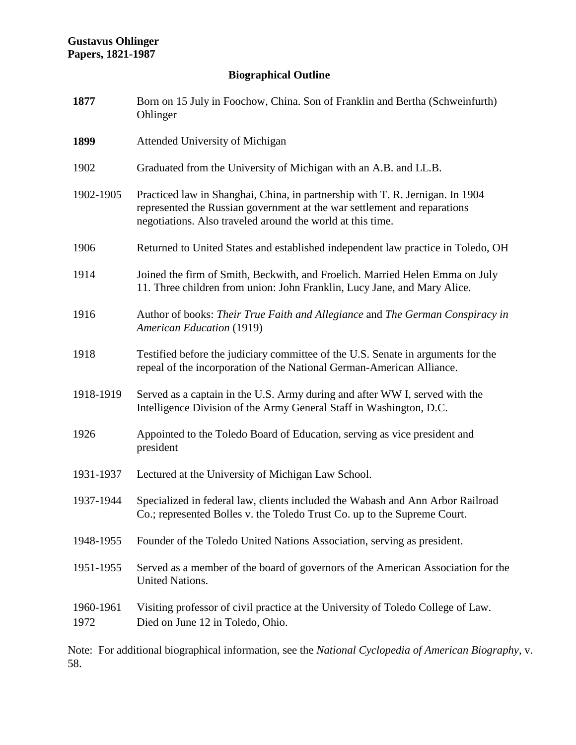**Gustavus Ohlinger**
**Papers, 1821-1987**

## Biographical Outline

| | |
|---|---|
| **1877** | Born on 15 July in Foochow, China. Son of Franklin and Bertha (Schweinfurth) Ohlinger |
| **1899** | Attended University of Michigan |
| 1902 | Graduated from the University of Michigan with an A.B. and LL.B. |
| 1902-1905 | Practiced law in Shanghai, China, in partnership with T. R. Jernigan. In 1904 represented the Russian government at the war settlement and reparations negotiations. Also traveled around the world at this time. |
| 1906 | Returned to United States and established independent law practice in Toledo, OH |
| 1914 | Joined the firm of Smith, Beckwith, and Froelich. Married Helen Emma on July 11. Three children from union: John Franklin, Lucy Jane, and Mary Alice. |
| 1916 | Author of books: *Their True Faith and Allegiance* and *The German Conspiracy in American Education* (1919) |
| 1918 | Testified before the judiciary committee of the U.S. Senate in arguments for the repeal of the incorporation of the National German-American Alliance. |
| 1918-1919 | Served as a captain in the U.S. Army during and after WW I, served with the Intelligence Division of the Army General Staff in Washington, D.C. |
| 1926 | Appointed to the Toledo Board of Education, serving as vice president and president |
| 1931-1937 | Lectured at the University of Michigan Law School. |
| 1937-1944 | Specialized in federal law, clients included the Wabash and Ann Arbor Railroad Co.; represented Bolles v. the Toledo Trust Co. up to the Supreme Court. |
| 1948-1955 | Founder of the Toledo United Nations Association, serving as president. |
| 1951-1955 | Served as a member of the board of governors of the American Association for the United Nations. |
| 1960-1961 | Visiting professor of civil practice at the University of Toledo College of Law. |
| 1972 | Died on June 12 in Toledo, Ohio. |

Note: For additional biographical information, see the *National Cyclopedia of American Biography*, v. 58.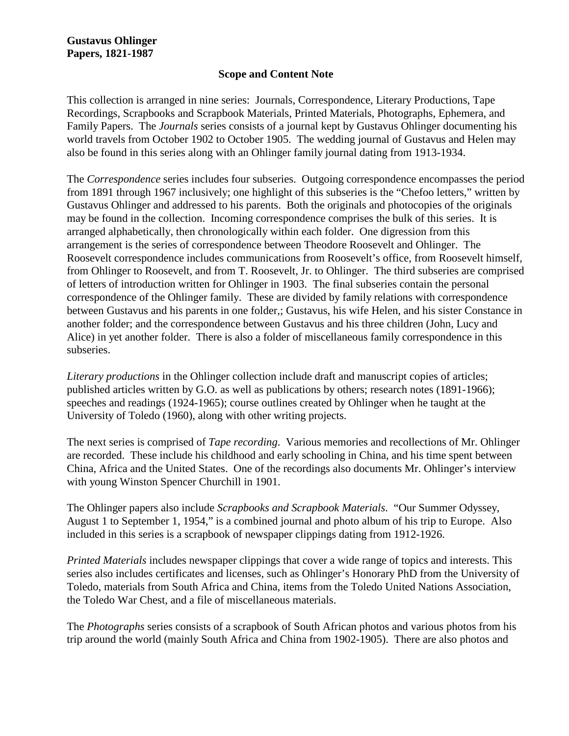**Gustavus Ohlinger**
**Papers, 1821-1987**

## Scope and Content Note

This collection is arranged in nine series: Journals, Correspondence, Literary Productions, Tape Recordings, Scrapbooks and Scrapbook Materials, Printed Materials, Photographs, Ephemera, and Family Papers. The *Journals* series consists of a journal kept by Gustavus Ohlinger documenting his world travels from October 1902 to October 1905. The wedding journal of Gustavus and Helen may also be found in this series along with an Ohlinger family journal dating from 1913-1934.

The *Correspondence* series includes four subseries. Outgoing correspondence encompasses the period from 1891 through 1967 inclusively; one highlight of this subseries is the "Chefoo letters," written by Gustavus Ohlinger and addressed to his parents. Both the originals and photocopies of the originals may be found in the collection. Incoming correspondence comprises the bulk of this series. It is arranged alphabetically, then chronologically within each folder. One digression from this arrangement is the series of correspondence between Theodore Roosevelt and Ohlinger. The Roosevelt correspondence includes communications from Roosevelt's office, from Roosevelt himself, from Ohlinger to Roosevelt, and from T. Roosevelt, Jr. to Ohlinger. The third subseries are comprised of letters of introduction written for Ohlinger in 1903. The final subseries contain the personal correspondence of the Ohlinger family. These are divided by family relations with correspondence between Gustavus and his parents in one folder,; Gustavus, his wife Helen, and his sister Constance in another folder; and the correspondence between Gustavus and his three children (John, Lucy and Alice) in yet another folder. There is also a folder of miscellaneous family correspondence in this subseries.

*Literary productions* in the Ohlinger collection include draft and manuscript copies of articles; published articles written by G.O. as well as publications by others; research notes (1891-1966); speeches and readings (1924-1965); course outlines created by Ohlinger when he taught at the University of Toledo (1960), along with other writing projects.

The next series is comprised of *Tape recording*. Various memories and recollections of Mr. Ohlinger are recorded. These include his childhood and early schooling in China, and his time spent between China, Africa and the United States. One of the recordings also documents Mr. Ohlinger's interview with young Winston Spencer Churchill in 1901.

The Ohlinger papers also include *Scrapbooks and Scrapbook Materials*. "Our Summer Odyssey, August 1 to September 1, 1954," is a combined journal and photo album of his trip to Europe. Also included in this series is a scrapbook of newspaper clippings dating from 1912-1926.

*Printed Materials* includes newspaper clippings that cover a wide range of topics and interests. This series also includes certificates and licenses, such as Ohlinger's Honorary PhD from the University of Toledo, materials from South Africa and China, items from the Toledo United Nations Association, the Toledo War Chest, and a file of miscellaneous materials.

The *Photographs* series consists of a scrapbook of South African photos and various photos from his trip around the world (mainly South Africa and China from 1902-1905). There are also photos and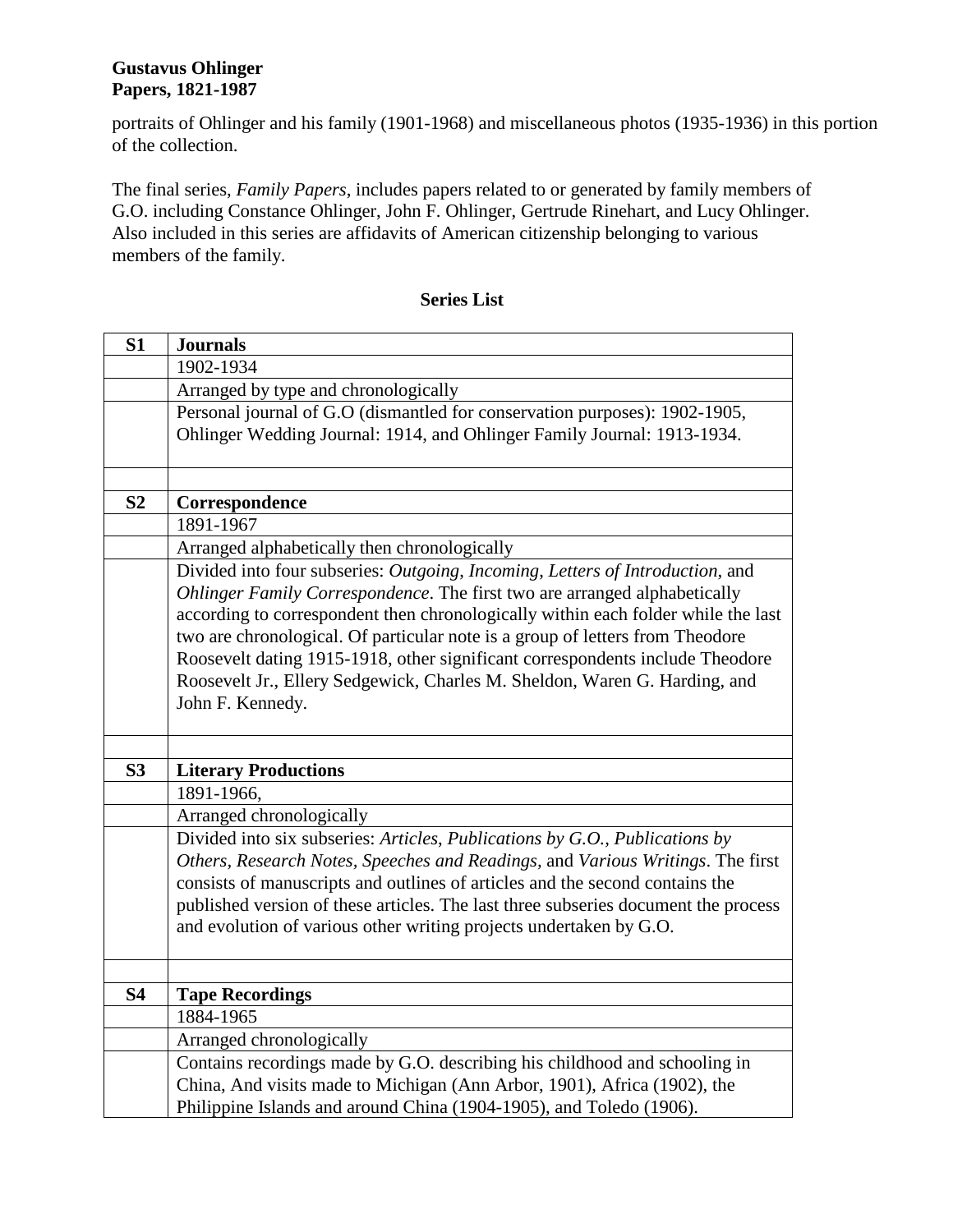portraits of Ohlinger and his family (1901-1968) and miscellaneous photos (1935-1936) in this portion of the collection.

The final series, *Family Papers*, includes papers related to or generated by family members of G.O. including Constance Ohlinger, John F. Ohlinger, Gertrude Rinehart, and Lucy Ohlinger. Also included in this series are affidavits of American citizenship belonging to various members of the family.

## Series List

| | |
|---|---|
| **S1** | **Journals** |
| | 1902-1934 |
| | Arranged by type and chronologically |
| | Personal journal of G.O (dismantled for conservation purposes): 1902-1905, Ohlinger Wedding Journal: 1914, and Ohlinger Family Journal: 1913-1934. |
| | |
| **S2** | **Correspondence** |
| | 1891-1967 |
| | Arranged alphabetically then chronologically |
| | Divided into four subseries: *Outgoing*, *Incoming*, *Letters of Introduction*, and *Ohlinger Family Correspondence*. The first two are arranged alphabetically according to correspondent then chronologically within each folder while the last two are chronological. Of particular note is a group of letters from Theodore Roosevelt dating 1915-1918, other significant correspondents include Theodore Roosevelt Jr., Ellery Sedgewick, Charles M. Sheldon, Waren G. Harding, and John F. Kennedy. |
| | |
| **S3** | **Literary Productions** |
| | 1891-1966, |
| | Arranged chronologically |
| | Divided into six subseries: *Articles*, *Publications by G.O., Publications by Others*, *Research Notes*, *Speeches and Readings*, and *Various Writings*. The first consists of manuscripts and outlines of articles and the second contains the published version of these articles. The last three subseries document the process and evolution of various other writing projects undertaken by G.O. |
| | |
| **S4** | **Tape Recordings** |
| | 1884-1965 |
| | Arranged chronologically |
| | Contains recordings made by G.O. describing his childhood and schooling in China, And visits made to Michigan (Ann Arbor, 1901), Africa (1902), the Philippine Islands and around China (1904-1905), and Toledo (1906). |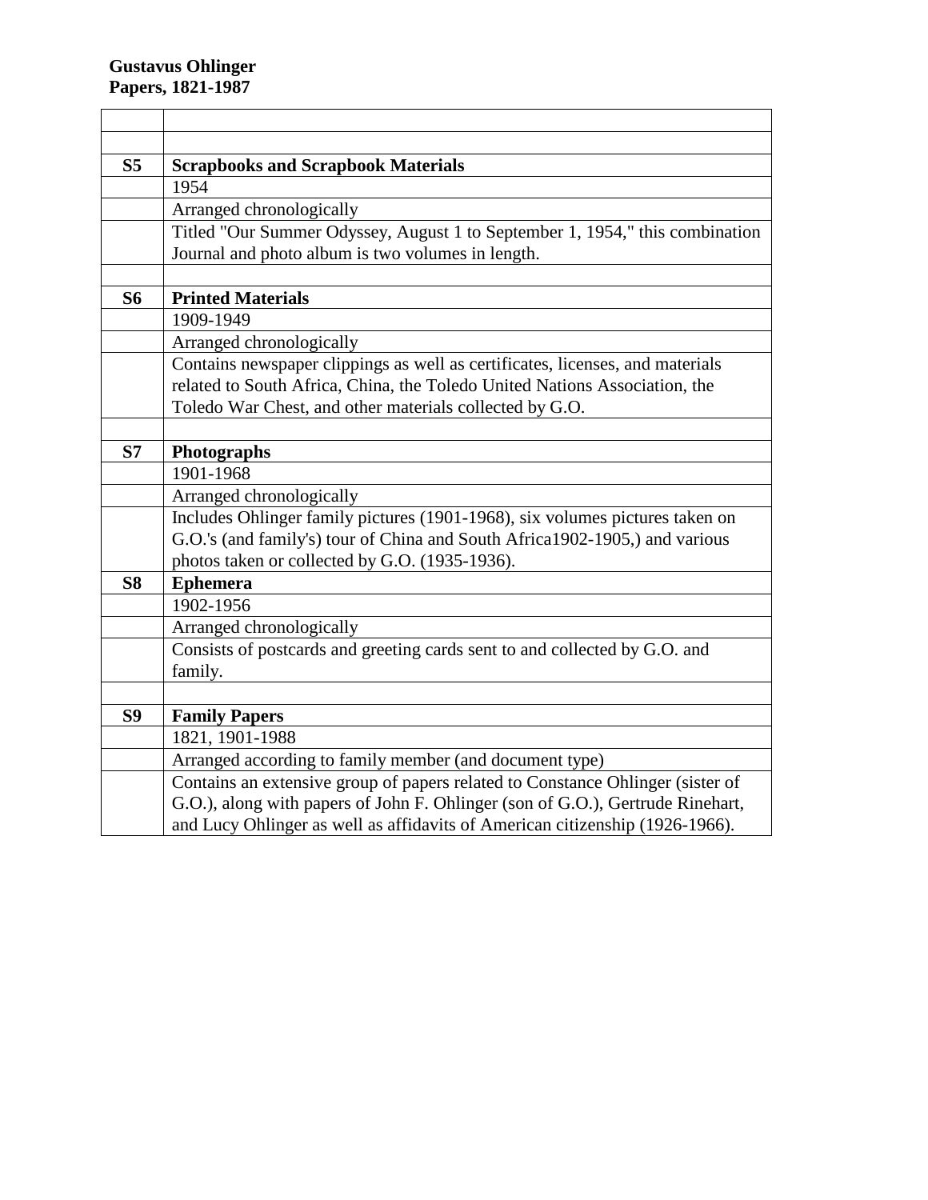**Gustavus Ohlinger**
**Papers, 1821-1987**

| | |
|---|---|
| | |
| | |
| **S5** | **Scrapbooks and Scrapbook Materials** |
| | 1954 |
| | Arranged chronologically |
| | Titled "Our Summer Odyssey, August 1 to September 1, 1954," this combination Journal and photo album is two volumes in length. |
| | |
| **S6** | **Printed Materials** |
| | 1909-1949 |
| | Arranged chronologically |
| | Contains newspaper clippings as well as certificates, licenses, and materials related to South Africa, China, the Toledo United Nations Association, the Toledo War Chest, and other materials collected by G.O. |
| | |
| **S7** | **Photographs** |
| | 1901-1968 |
| | Arranged chronologically |
| | Includes Ohlinger family pictures (1901-1968), six volumes pictures taken on G.O.'s (and family's) tour of China and South Africa1902-1905,) and various photos taken or collected by G.O. (1935-1936). |
| **S8** | **Ephemera** |
| | 1902-1956 |
| | Arranged chronologically |
| | Consists of postcards and greeting cards sent to and collected by G.O. and family. |
| | |
| **S9** | **Family Papers** |
| | 1821, 1901-1988 |
| | Arranged according to family member (and document type) |
| | Contains an extensive group of papers related to Constance Ohlinger (sister of G.O.), along with papers of John F. Ohlinger (son of G.O.), Gertrude Rinehart, and Lucy Ohlinger as well as affidavits of American citizenship (1926-1966). |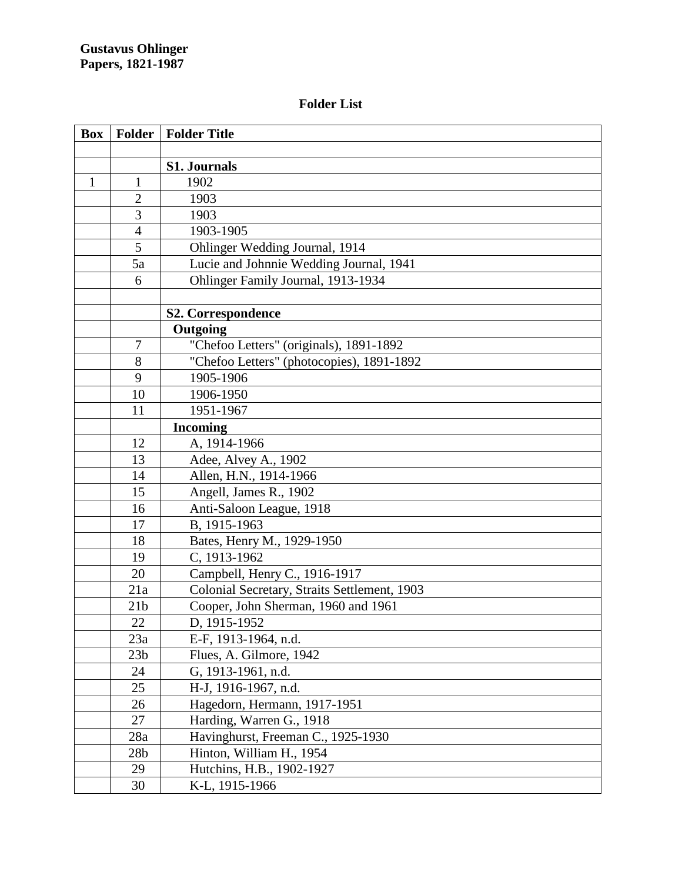**Gustavus Ohlinger**
**Papers, 1821-1987**

## Folder List

| Box | Folder | Folder Title |
|---|---|---|
| | | |
| | | **S1. Journals** |
| 1 | 1 | 1902 |
| | 2 | 1903 |
| | 3 | 1903 |
| | 4 | 1903-1905 |
| | 5 | Ohlinger Wedding Journal, 1914 |
| | 5a | Lucie and Johnnie Wedding Journal, 1941 |
| | 6 | Ohlinger Family Journal, 1913-1934 |
| | | |
| | | **S2. Correspondence** |
| | | **Outgoing** |
| | 7 | "Chefoo Letters" (originals), 1891-1892 |
| | 8 | "Chefoo Letters" (photocopies), 1891-1892 |
| | 9 | 1905-1906 |
| | 10 | 1906-1950 |
| | 11 | 1951-1967 |
| | | **Incoming** |
| | 12 | A, 1914-1966 |
| | 13 | Adee, Alvey A., 1902 |
| | 14 | Allen, H.N., 1914-1966 |
| | 15 | Angell, James R., 1902 |
| | 16 | Anti-Saloon League, 1918 |
| | 17 | B, 1915-1963 |
| | 18 | Bates, Henry M., 1929-1950 |
| | 19 | C, 1913-1962 |
| | 20 | Campbell, Henry C., 1916-1917 |
| | 21a | Colonial Secretary, Straits Settlement, 1903 |
| | 21b | Cooper, John Sherman, 1960 and 1961 |
| | 22 | D, 1915-1952 |
| | 23a | E-F, 1913-1964, n.d. |
| | 23b | Flues, A. Gilmore, 1942 |
| | 24 | G, 1913-1961, n.d. |
| | 25 | H-J, 1916-1967, n.d. |
| | 26 | Hagedorn, Hermann, 1917-1951 |
| | 27 | Harding, Warren G., 1918 |
| | 28a | Havinghurst, Freeman C., 1925-1930 |
| | 28b | Hinton, William H., 1954 |
| | 29 | Hutchins, H.B., 1902-1927 |
| | 30 | K-L, 1915-1966 |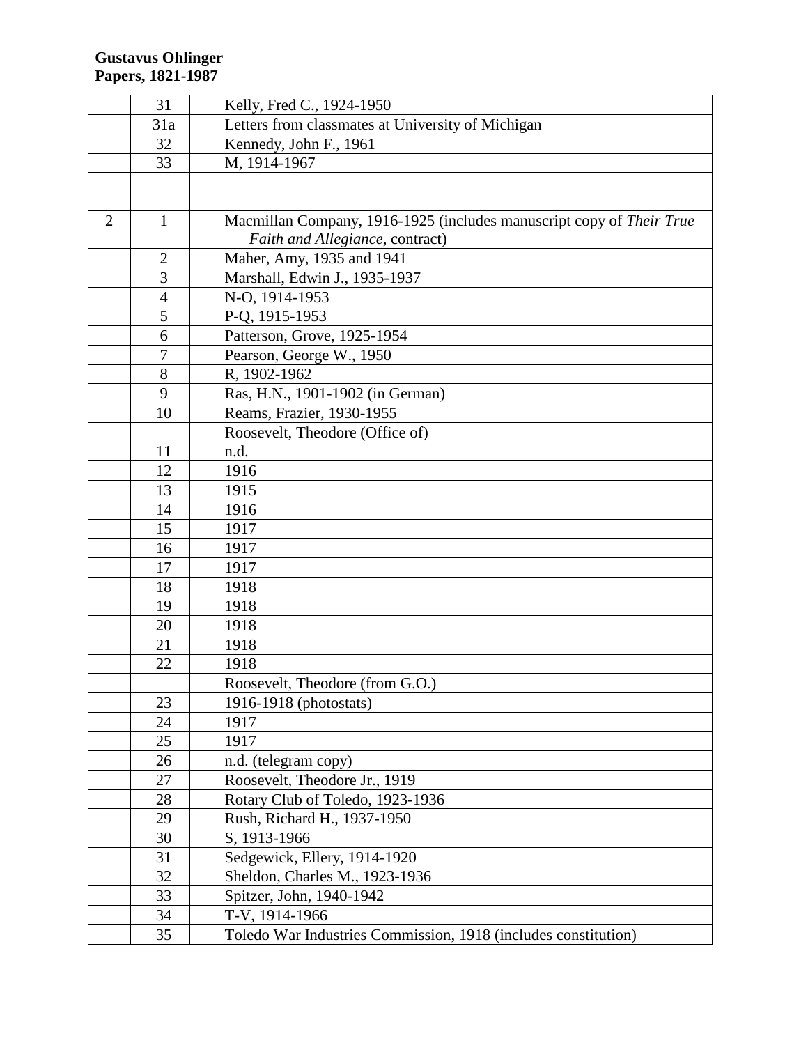**Gustavus Ohlinger**
**Papers, 1821-1987**

| | | |
|---|---|---|
| | 31 | Kelly, Fred C., 1924-1950 |
| | 31a | Letters from classmates at University of Michigan |
| | 32 | Kennedy, John F., 1961 |
| | 33 | M, 1914-1967 |
| | | |
| 2 | 1 | Macmillan Company, 1916-1925 (includes manuscript copy of *Their True Faith and Allegiance*, contract) |
| | 2 | Maher, Amy, 1935 and 1941 |
| | 3 | Marshall, Edwin J., 1935-1937 |
| | 4 | N-O, 1914-1953 |
| | 5 | P-Q, 1915-1953 |
| | 6 | Patterson, Grove, 1925-1954 |
| | 7 | Pearson, George W., 1950 |
| | 8 | R, 1902-1962 |
| | 9 | Ras, H.N., 1901-1902 (in German) |
| | 10 | Reams, Frazier, 1930-1955 |
| | | Roosevelt, Theodore (Office of) |
| | 11 | n.d. |
| | 12 | 1916 |
| | 13 | 1915 |
| | 14 | 1916 |
| | 15 | 1917 |
| | 16 | 1917 |
| | 17 | 1917 |
| | 18 | 1918 |
| | 19 | 1918 |
| | 20 | 1918 |
| | 21 | 1918 |
| | 22 | 1918 |
| | | Roosevelt, Theodore (from G.O.) |
| | 23 | 1916-1918 (photostats) |
| | 24 | 1917 |
| | 25 | 1917 |
| | 26 | n.d. (telegram copy) |
| | 27 | Roosevelt, Theodore Jr., 1919 |
| | 28 | Rotary Club of Toledo, 1923-1936 |
| | 29 | Rush, Richard H., 1937-1950 |
| | 30 | S, 1913-1966 |
| | 31 | Sedgewick, Ellery, 1914-1920 |
| | 32 | Sheldon, Charles M., 1923-1936 |
| | 33 | Spitzer, John, 1940-1942 |
| | 34 | T-V, 1914-1966 |
| | 35 | Toledo War Industries Commission, 1918 (includes constitution) |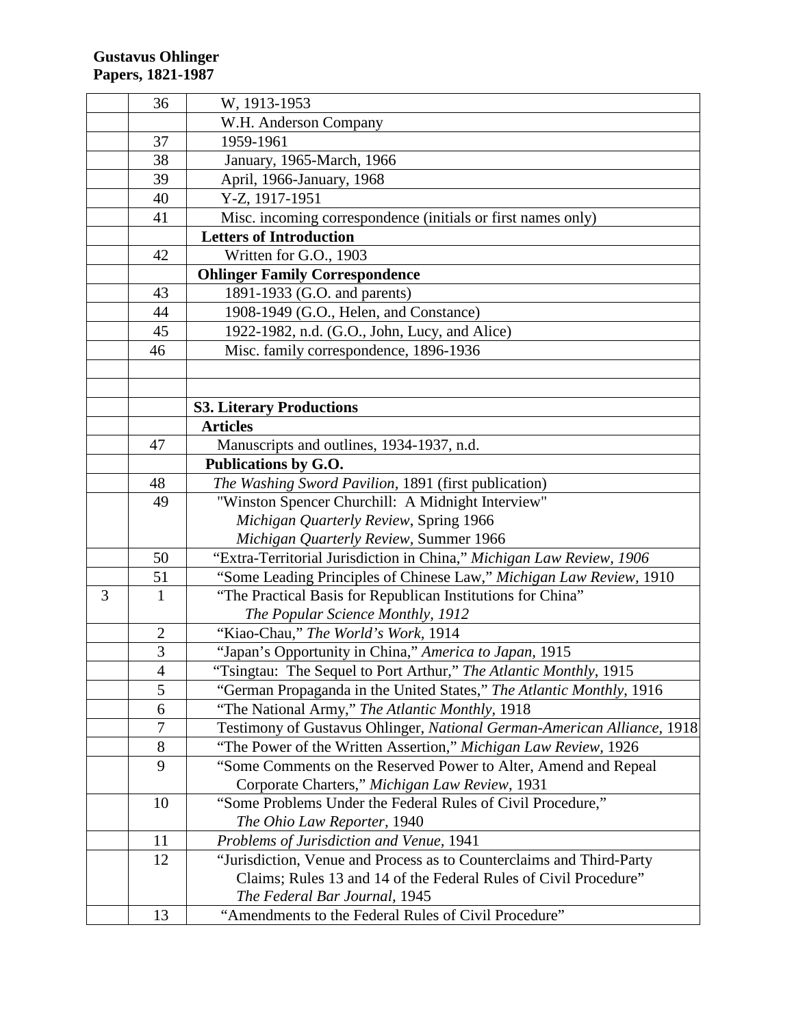**Gustavus Ohlinger Papers, 1821-1987**

| | | |
|---|---|---|
| | 36 | W, 1913-1953 |
| | | W.H. Anderson Company |
| | 37 | 1959-1961 |
| | 38 | January, 1965-March, 1966 |
| | 39 | April, 1966-January, 1968 |
| | 40 | Y-Z, 1917-1951 |
| | 41 | Misc. incoming correspondence (initials or first names only) |
| | | **Letters of Introduction** |
| | 42 | Written for G.O., 1903 |
| | | **Ohlinger Family Correspondence** |
| | 43 | 1891-1933 (G.O. and parents) |
| | 44 | 1908-1949 (G.O., Helen, and Constance) |
| | 45 | 1922-1982, n.d. (G.O., John, Lucy, and Alice) |
| | 46 | Misc. family correspondence, 1896-1936 |
| | | |
| | | |
| | | **S3. Literary Productions** |
| | | **Articles** |
| | 47 | Manuscripts and outlines, 1934-1937, n.d. |
| | | **Publications by G.O.** |
| | 48 | *The Washing Sword Pavilion*, 1891 (first publication) |
| | 49 | "Winston Spencer Churchill: A Midnight Interview" *Michigan Quarterly Review*, Spring 1966 *Michigan Quarterly Review*, Summer 1966 |
| | 50 | "Extra-Territorial Jurisdiction in China," *Michigan Law Review, 1906* |
| | 51 | "Some Leading Principles of Chinese Law," *Michigan Law Review,* 1910 |
| 3 | 1 | "The Practical Basis for Republican Institutions for China" *The Popular Science Monthly, 1912* |
| | 2 | "Kiao-Chau," *The World's Work,* 1914 |
| | 3 | "Japan's Opportunity in China," *America to Japan,* 1915 |
| | 4 | "Tsingtau: The Sequel to Port Arthur," *The Atlantic Monthly*, 1915 |
| | 5 | "German Propaganda in the United States," *The Atlantic Monthly*, 1916 |
| | 6 | "The National Army," *The Atlantic Monthly,* 1918 |
| | 7 | Testimony of Gustavus Ohlinger, *National German-American Alliance,* 1918 |
| | 8 | "The Power of the Written Assertion," *Michigan Law Review,* 1926 |
| | 9 | "Some Comments on the Reserved Power to Alter, Amend and Repeal Corporate Charters," *Michigan Law Review,* 1931 |
| | 10 | "Some Problems Under the Federal Rules of Civil Procedure," *The Ohio Law Reporter*, 1940 |
| | 11 | *Problems of Jurisdiction and Venue*, 1941 |
| | 12 | "Jurisdiction, Venue and Process as to Counterclaims and Third-Party Claims; Rules 13 and 14 of the Federal Rules of Civil Procedure" *The Federal Bar Journal*, 1945 |
| | 13 | "Amendments to the Federal Rules of Civil Procedure" |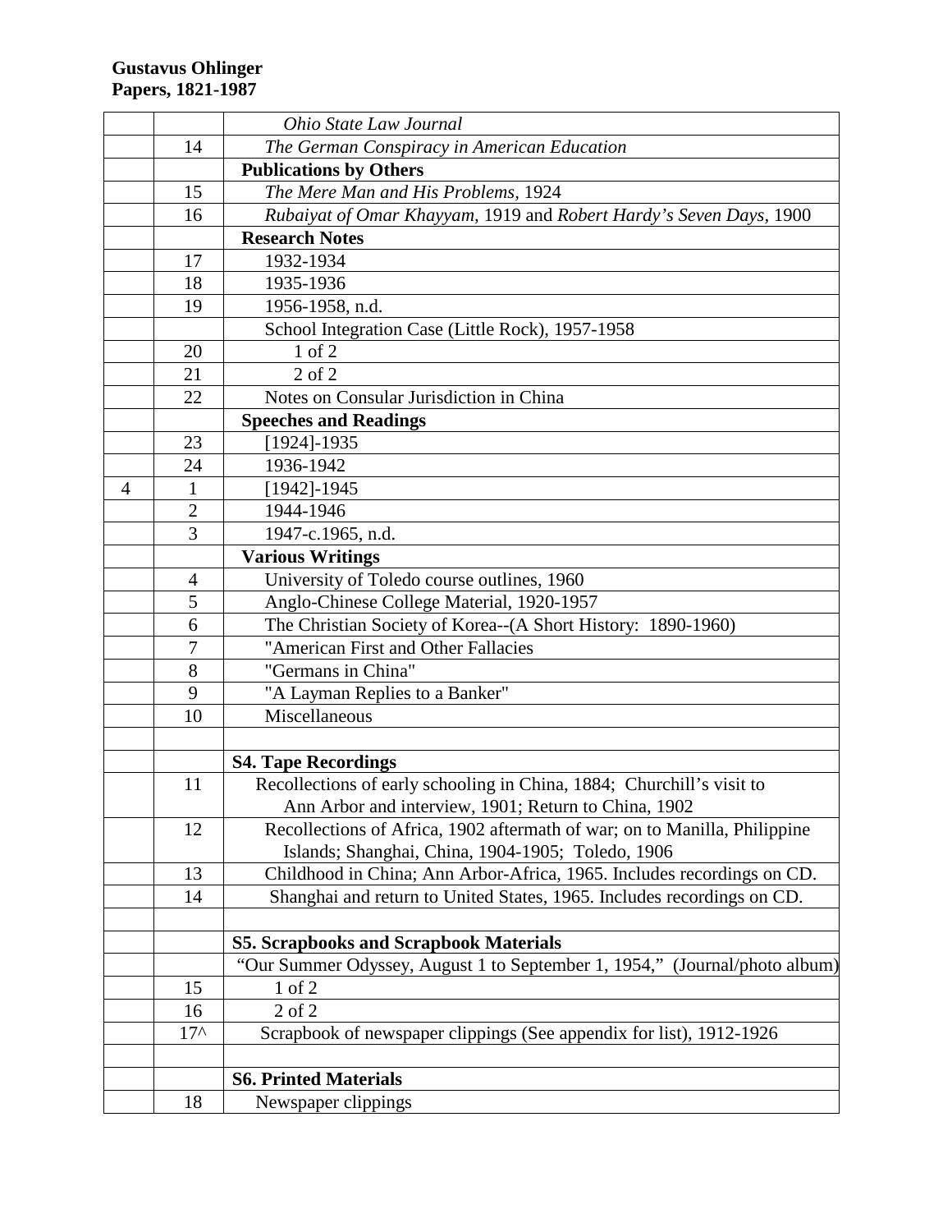**Gustavus Ohlinger**
**Papers, 1821-1987**

| | | |
|---|---|---|
| | | *Ohio State Law Journal* |
| | 14 | *The German Conspiracy in American Education* |
| | | **Publications by Others** |
| | 15 | *The Mere Man and His Problems,* 1924 |
| | 16 | *Rubaiyat of Omar Khayyam,* 1919 and *Robert Hardy's Seven Days,* 1900 |
| | | **Research Notes** |
| | 17 | 1932-1934 |
| | 18 | 1935-1936 |
| | 19 | 1956-1958, n.d. |
| | | School Integration Case (Little Rock), 1957-1958 |
| | 20 | 1 of 2 |
| | 21 | 2 of 2 |
| | 22 | Notes on Consular Jurisdiction in China |
| | | **Speeches and Readings** |
| | 23 | [1924]-1935 |
| | 24 | 1936-1942 |
| 4 | 1 | [1942]-1945 |
| | 2 | 1944-1946 |
| | 3 | 1947-c.1965, n.d. |
| | | **Various Writings** |
| | 4 | University of Toledo course outlines, 1960 |
| | 5 | Anglo-Chinese College Material, 1920-1957 |
| | 6 | The Christian Society of Korea--(A Short History: 1890-1960) |
| | 7 | "American First and Other Fallacies |
| | 8 | "Germans in China" |
| | 9 | "A Layman Replies to a Banker" |
| | 10 | Miscellaneous |
| | | |
| | | **S4. Tape Recordings** |
| | 11 | Recollections of early schooling in China, 1884; Churchill's visit to Ann Arbor and interview, 1901; Return to China, 1902 |
| | 12 | Recollections of Africa, 1902 aftermath of war; on to Manilla, Philippine Islands; Shanghai, China, 1904-1905; Toledo, 1906 |
| | 13 | Childhood in China; Ann Arbor-Africa, 1965. Includes recordings on CD. |
| | 14 | Shanghai and return to United States, 1965. Includes recordings on CD. |
| | | |
| | | **S5. Scrapbooks and Scrapbook Materials** |
| | | "Our Summer Odyssey, August 1 to September 1, 1954," (Journal/photo album) |
| | 15 | 1 of 2 |
| | 16 | 2 of 2 |
| | 17^ | Scrapbook of newspaper clippings (See appendix for list), 1912-1926 |
| | | |
| | | **S6. Printed Materials** |
| | 18 | Newspaper clippings |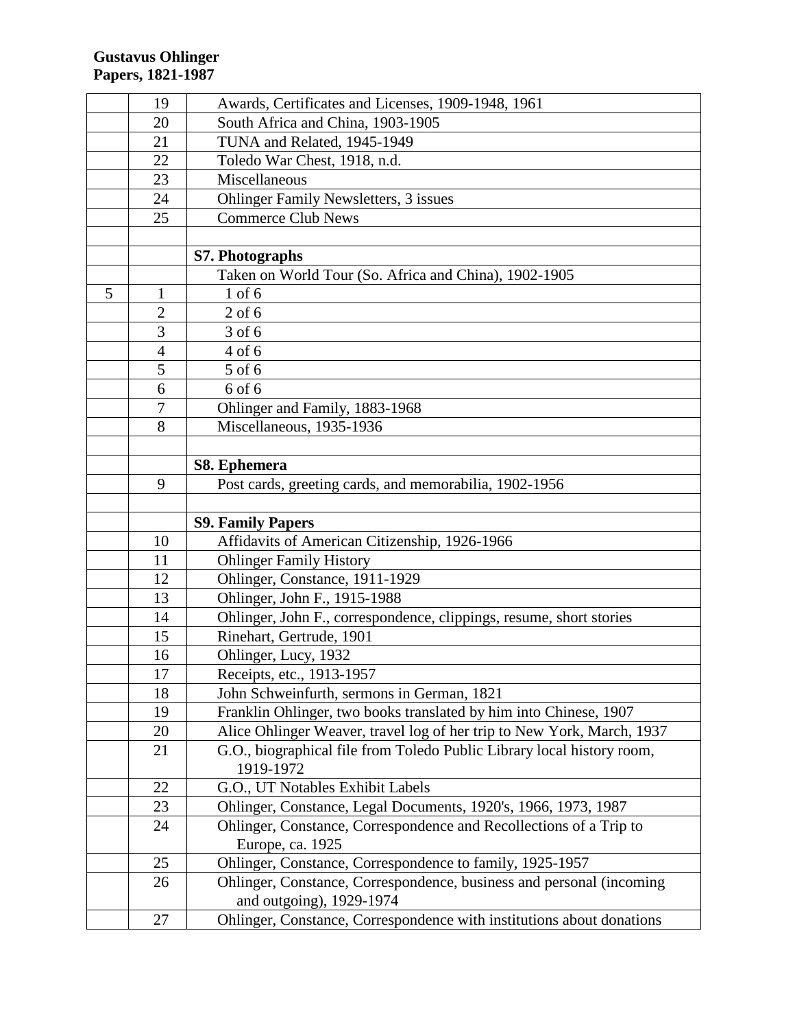**Gustavus Ohlinger**
**Papers, 1821-1987**

| | | |
|---|---|---|
| | 19 | Awards, Certificates and Licenses, 1909-1948, 1961 |
| | 20 | South Africa and China, 1903-1905 |
| | 21 | TUNA and Related, 1945-1949 |
| | 22 | Toledo War Chest, 1918, n.d. |
| | 23 | Miscellaneous |
| | 24 | Ohlinger Family Newsletters, 3 issues |
| | 25 | Commerce Club News |
| | | |
| | | **S7. Photographs** |
| | | Taken on World Tour (So. Africa and China), 1902-1905 |
| 5 | 1 | 1 of 6 |
| | 2 | 2 of 6 |
| | 3 | 3 of 6 |
| | 4 | 4 of 6 |
| | 5 | 5 of 6 |
| | 6 | 6 of 6 |
| | 7 | Ohlinger and Family, 1883-1968 |
| | 8 | Miscellaneous, 1935-1936 |
| | | |
| | | **S8. Ephemera** |
| | 9 | Post cards, greeting cards, and memorabilia, 1902-1956 |
| | | |
| | | **S9. Family Papers** |
| | 10 | Affidavits of American Citizenship, 1926-1966 |
| | 11 | Ohlinger Family History |
| | 12 | Ohlinger, Constance, 1911-1929 |
| | 13 | Ohlinger, John F., 1915-1988 |
| | 14 | Ohlinger, John F., correspondence, clippings, resume, short stories |
| | 15 | Rinehart, Gertrude, 1901 |
| | 16 | Ohlinger, Lucy, 1932 |
| | 17 | Receipts, etc., 1913-1957 |
| | 18 | John Schweinfurth, sermons in German, 1821 |
| | 19 | Franklin Ohlinger, two books translated by him into Chinese, 1907 |
| | 20 | Alice Ohlinger Weaver, travel log of her trip to New York, March, 1937 |
| | 21 | G.O., biographical file from Toledo Public Library local history room, 1919-1972 |
| | 22 | G.O., UT Notables Exhibit Labels |
| | 23 | Ohlinger, Constance, Legal Documents, 1920's, 1966, 1973, 1987 |
| | 24 | Ohlinger, Constance, Correspondence and Recollections of a Trip to Europe, ca. 1925 |
| | 25 | Ohlinger, Constance, Correspondence to family, 1925-1957 |
| | 26 | Ohlinger, Constance, Correspondence, business and personal (incoming and outgoing), 1929-1974 |
| | 27 | Ohlinger, Constance, Correspondence with institutions about donations |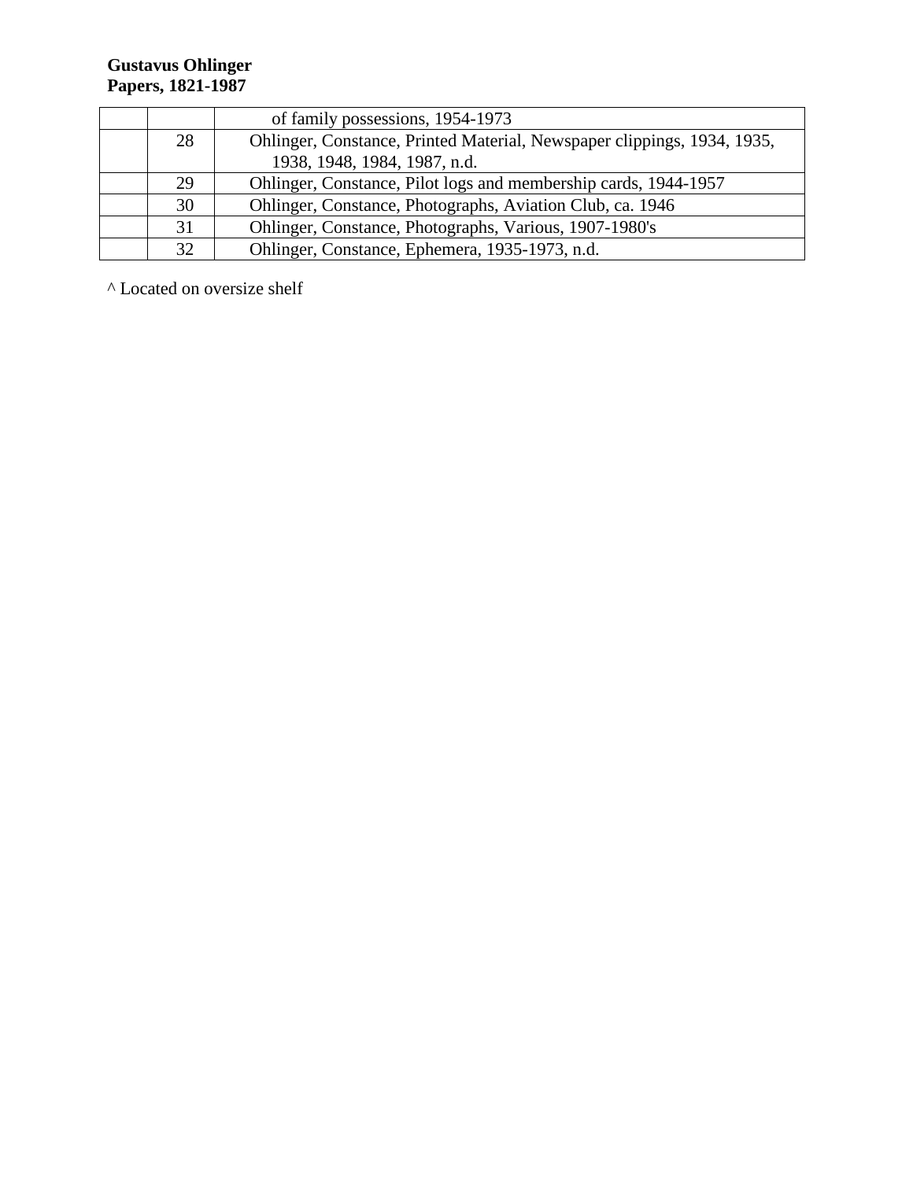| | | |
|---|---|---|
| | | of family possessions, 1954-1973 |
| | 28 | Ohlinger, Constance, Printed Material, Newspaper clippings, 1934, 1935, 1938, 1948, 1984, 1987, n.d. |
| | 29 | Ohlinger, Constance, Pilot logs and membership cards, 1944-1957 |
| | 30 | Ohlinger, Constance, Photographs, Aviation Club, ca. 1946 |
| | 31 | Ohlinger, Constance, Photographs, Various, 1907-1980's |
| | 32 | Ohlinger, Constance, Ephemera, 1935-1973, n.d. |

^ Located on oversize shelf